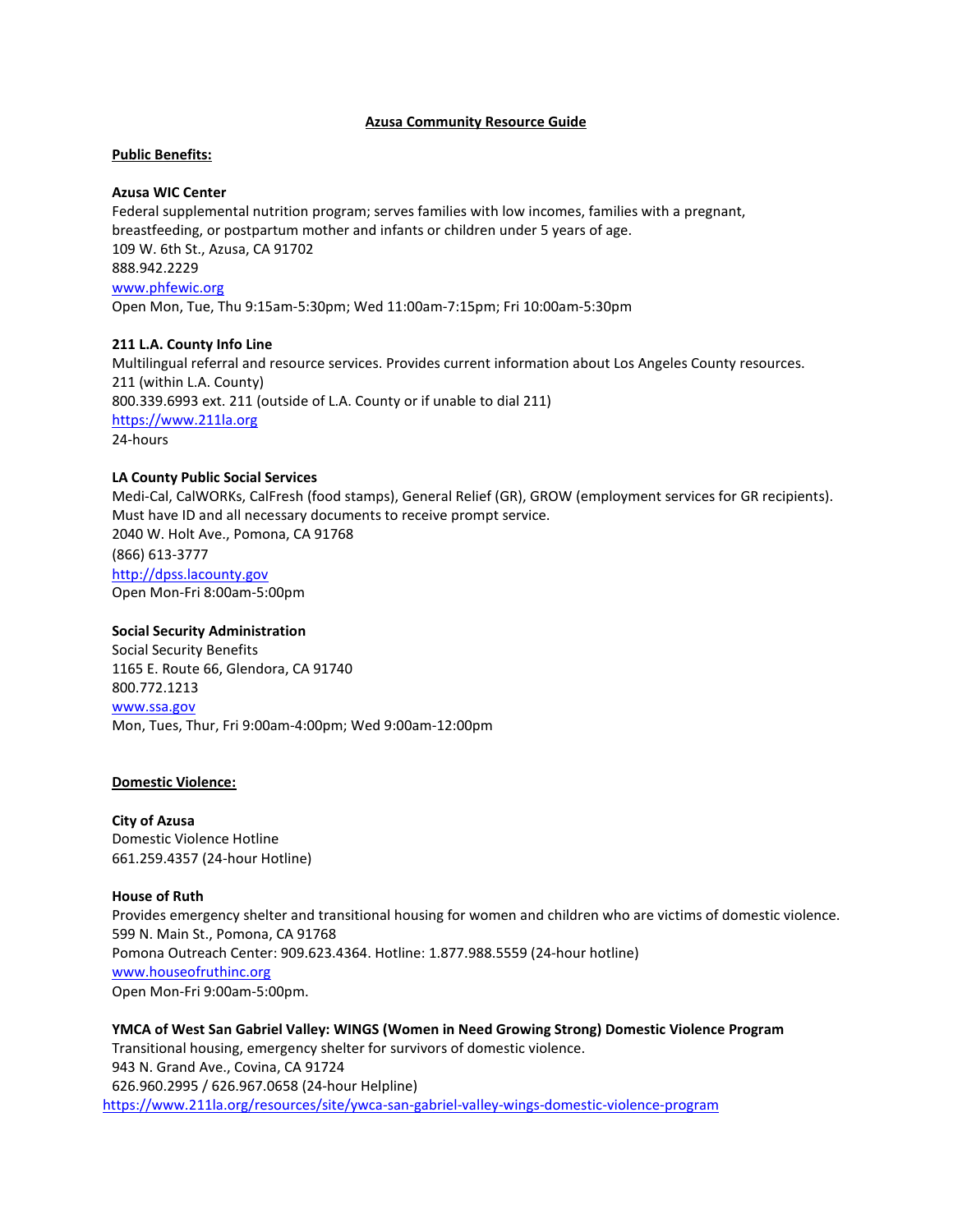# Azusa Community Resource Guide

## Public Benefits:

**Azusa WIC Center**
Federal supplemental nutrition program; serves families with low incomes, families with a pregnant, breastfeeding, or postpartum mother and infants or children under 5 years of age.
109 W. 6th St., Azusa, CA 91702
888.942.2229
www.phfewic.org
Open Mon, Tue, Thu 9:15am-5:30pm; Wed 11:00am-7:15pm; Fri 10:00am-5:30pm

**211 L.A. County Info Line**
Multilingual referral and resource services. Provides current information about Los Angeles County resources.
211 (within L.A. County)
800.339.6993 ext. 211 (outside of L.A. County or if unable to dial 211)
https://www.211la.org
24-hours

**LA County Public Social Services**
Medi-Cal, CalWORKs, CalFresh (food stamps), General Relief (GR), GROW (employment services for GR recipients). Must have ID and all necessary documents to receive prompt service.
2040 W. Holt Ave., Pomona, CA 91768
(866) 613-3777
http://dpss.lacounty.gov
Open Mon-Fri 8:00am-5:00pm

**Social Security Administration**
Social Security Benefits
1165 E. Route 66, Glendora, CA 91740
800.772.1213
www.ssa.gov
Mon, Tues, Thur, Fri 9:00am-4:00pm; Wed 9:00am-12:00pm

## Domestic Violence:

**City of Azusa**
Domestic Violence Hotline
661.259.4357 (24-hour Hotline)

**House of Ruth**
Provides emergency shelter and transitional housing for women and children who are victims of domestic violence.
599 N. Main St., Pomona, CA 91768
Pomona Outreach Center: 909.623.4364. Hotline: 1.877.988.5559 (24-hour hotline)
www.houseofruthinc.org
Open Mon-Fri 9:00am-5:00pm.

**YMCA of West San Gabriel Valley: WINGS (Women in Need Growing Strong) Domestic Violence Program**
Transitional housing, emergency shelter for survivors of domestic violence.
943 N. Grand Ave., Covina, CA 91724
626.960.2995 / 626.967.0658 (24-hour Helpline)
https://www.211la.org/resources/site/ywca-san-gabriel-valley-wings-domestic-violence-program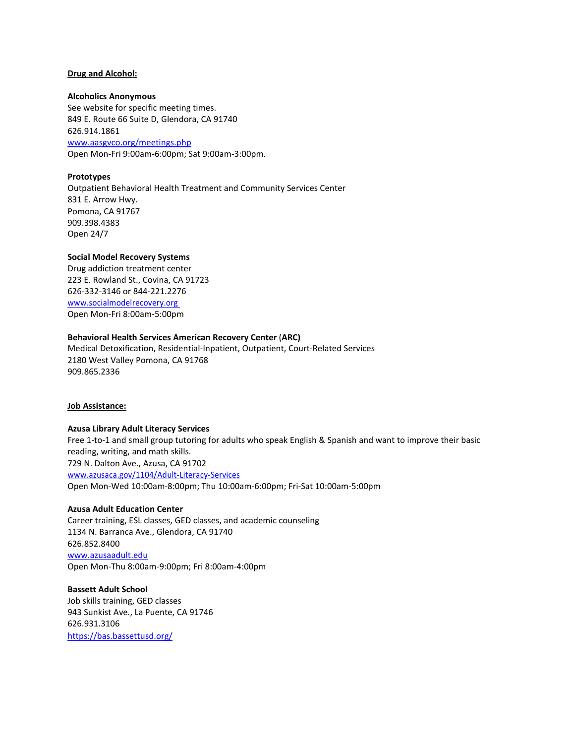## Drug and Alcohol:

**Alcoholics Anonymous**
See website for specific meeting times.
849 E. Route 66 Suite D, Glendora, CA 91740
626.914.1861
[www.aasgvco.org/meetings.php](www.aasgvco.org/meetings.php)
Open Mon-Fri 9:00am-6:00pm; Sat 9:00am-3:00pm.

**Prototypes**
Outpatient Behavioral Health Treatment and Community Services Center
831 E. Arrow Hwy.
Pomona, CA 91767
909.398.4383
Open 24/7

**Social Model Recovery Systems**
Drug addiction treatment center
223 E. Rowland St., Covina, CA 91723
626-332-3146 or 844-221.2276
[www.socialmodelrecovery.org](www.socialmodelrecovery.org)
Open Mon-Fri 8:00am-5:00pm

**Behavioral Health Services American Recovery Center (ARC)**
Medical Detoxification, Residential-Inpatient, Outpatient, Court-Related Services
2180 West Valley Pomona, CA 91768
909.865.2336

## Job Assistance:

**Azusa Library Adult Literacy Services**
Free 1-to-1 and small group tutoring for adults who speak English & Spanish and want to improve their basic reading, writing, and math skills.
729 N. Dalton Ave., Azusa, CA 91702
[www.azusaca.gov/1104/Adult-Literacy-Services](www.azusaca.gov/1104/Adult-Literacy-Services)
Open Mon-Wed 10:00am-8:00pm; Thu 10:00am-6:00pm; Fri-Sat 10:00am-5:00pm

**Azusa Adult Education Center**
Career training, ESL classes, GED classes, and academic counseling
1134 N. Barranca Ave., Glendora, CA 91740
626.852.8400
[www.azusaadult.edu](www.azusaadult.edu)
Open Mon-Thu 8:00am-9:00pm; Fri 8:00am-4:00pm

**Bassett Adult School**
Job skills training, GED classes
943 Sunkist Ave., La Puente, CA 91746
626.931.3106
[https://bas.bassettusd.org/](https://bas.bassettusd.org/)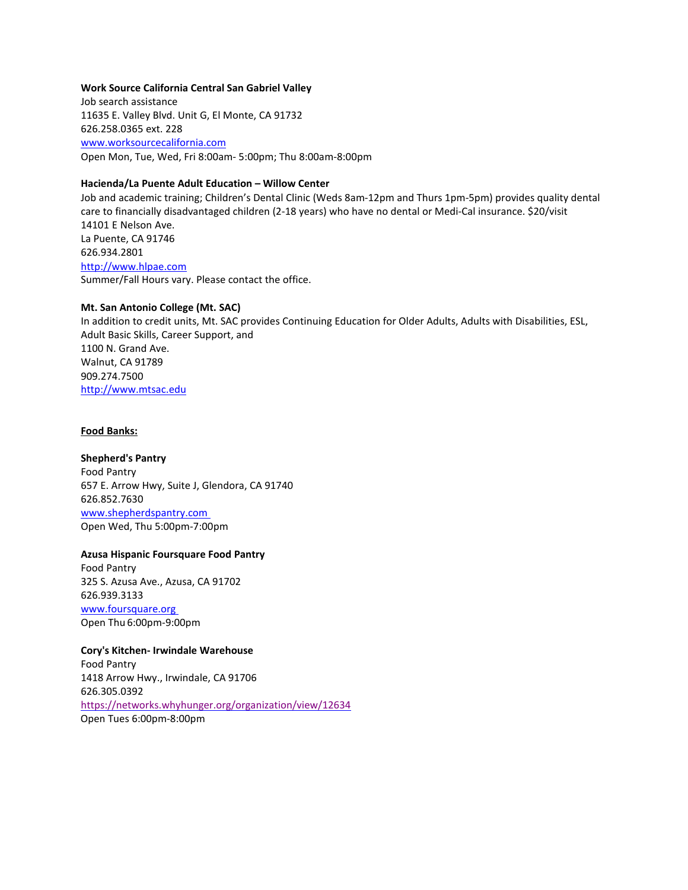**Work Source California Central San Gabriel Valley**
Job search assistance
11635 E. Valley Blvd. Unit G, El Monte, CA 91732
626.258.0365 ext. 228
[www.worksourcecalifornia.com](http://www.worksourcecalifornia.com)
Open Mon, Tue, Wed, Fri 8:00am- 5:00pm; Thu 8:00am-8:00pm

**Hacienda/La Puente Adult Education – Willow Center**
Job and academic training; Children's Dental Clinic (Weds 8am-12pm and Thurs 1pm-5pm) provides quality dental care to financially disadvantaged children (2-18 years) who have no dental or Medi-Cal insurance. $20/visit
14101 E Nelson Ave.
La Puente, CA 91746
626.934.2801
[http://www.hlpae.com](http://www.hlpae.com)
Summer/Fall Hours vary. Please contact the office.

**Mt. San Antonio College (Mt. SAC)**
In addition to credit units, Mt. SAC provides Continuing Education for Older Adults, Adults with Disabilities, ESL, Adult Basic Skills, Career Support, and
1100 N. Grand Ave.
Walnut, CA 91789
909.274.7500
[http://www.mtsac.edu](http://www.mtsac.edu)

**Food Banks:**

**Shepherd's Pantry**
Food Pantry
657 E. Arrow Hwy, Suite J, Glendora, CA 91740
626.852.7630
[www.shepherdspantry.com](http://www.shepherdspantry.com)
Open Wed, Thu 5:00pm-7:00pm

**Azusa Hispanic Foursquare Food Pantry**
Food Pantry
325 S. Azusa Ave., Azusa, CA 91702
626.939.3133
[www.foursquare.org](http://www.foursquare.org)
Open Thu 6:00pm-9:00pm

**Cory's Kitchen- Irwindale Warehouse**
Food Pantry
1418 Arrow Hwy., Irwindale, CA 91706
626.305.0392
[https://networks.whyhunger.org/organization/view/12634](https://networks.whyhunger.org/organization/view/12634)
Open Tues 6:00pm-8:00pm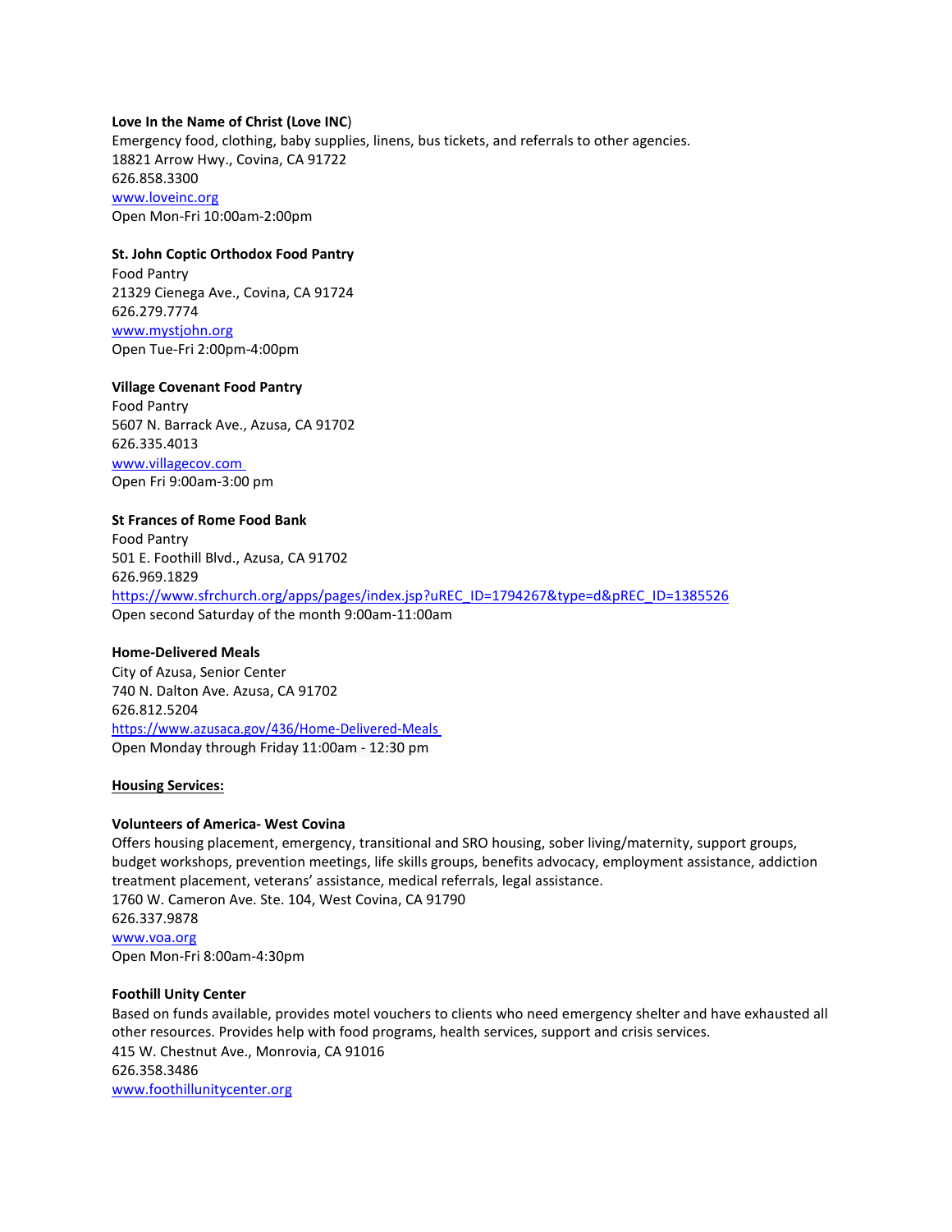**Love In the Name of Christ (Love INC)**
Emergency food, clothing, baby supplies, linens, bus tickets, and referrals to other agencies.
18821 Arrow Hwy., Covina, CA 91722
626.858.3300
[www.loveinc.org](www.loveinc.org)
Open Mon-Fri 10:00am-2:00pm

**St. John Coptic Orthodox Food Pantry**
Food Pantry
21329 Cienega Ave., Covina, CA 91724
626.279.7774
[www.mystjohn.org](www.mystjohn.org)
Open Tue-Fri 2:00pm-4:00pm

**Village Covenant Food Pantry**
Food Pantry
5607 N. Barrack Ave., Azusa, CA 91702
626.335.4013
[www.villagecov.com](www.villagecov.com)
Open Fri 9:00am-3:00 pm

**St Frances of Rome Food Bank**
Food Pantry
501 E. Foothill Blvd., Azusa, CA 91702
626.969.1829
[https://www.sfrchurch.org/apps/pages/index.jsp?uREC_ID=1794267&type=d&pREC_ID=1385526](https://www.sfrchurch.org/apps/pages/index.jsp?uREC_ID=1794267&type=d&pREC_ID=1385526)
Open second Saturday of the month 9:00am-11:00am

**Home-Delivered Meals**
City of Azusa, Senior Center
740 N. Dalton Ave. Azusa, CA 91702
626.812.5204
[https://www.azusaca.gov/436/Home-Delivered-Meals](https://www.azusaca.gov/436/Home-Delivered-Meals)
Open Monday through Friday 11:00am - 12:30 pm

## Housing Services:

**Volunteers of America- West Covina**
Offers housing placement, emergency, transitional and SRO housing, sober living/maternity, support groups, budget workshops, prevention meetings, life skills groups, benefits advocacy, employment assistance, addiction treatment placement, veterans' assistance, medical referrals, legal assistance.
1760 W. Cameron Ave. Ste. 104, West Covina, CA 91790
626.337.9878
[www.voa.org](www.voa.org)
Open Mon-Fri 8:00am-4:30pm

**Foothill Unity Center**
Based on funds available, provides motel vouchers to clients who need emergency shelter and have exhausted all other resources. Provides help with food programs, health services, support and crisis services.
415 W. Chestnut Ave., Monrovia, CA 91016
626.358.3486
[www.foothillunitycenter.org](www.foothillunitycenter.org)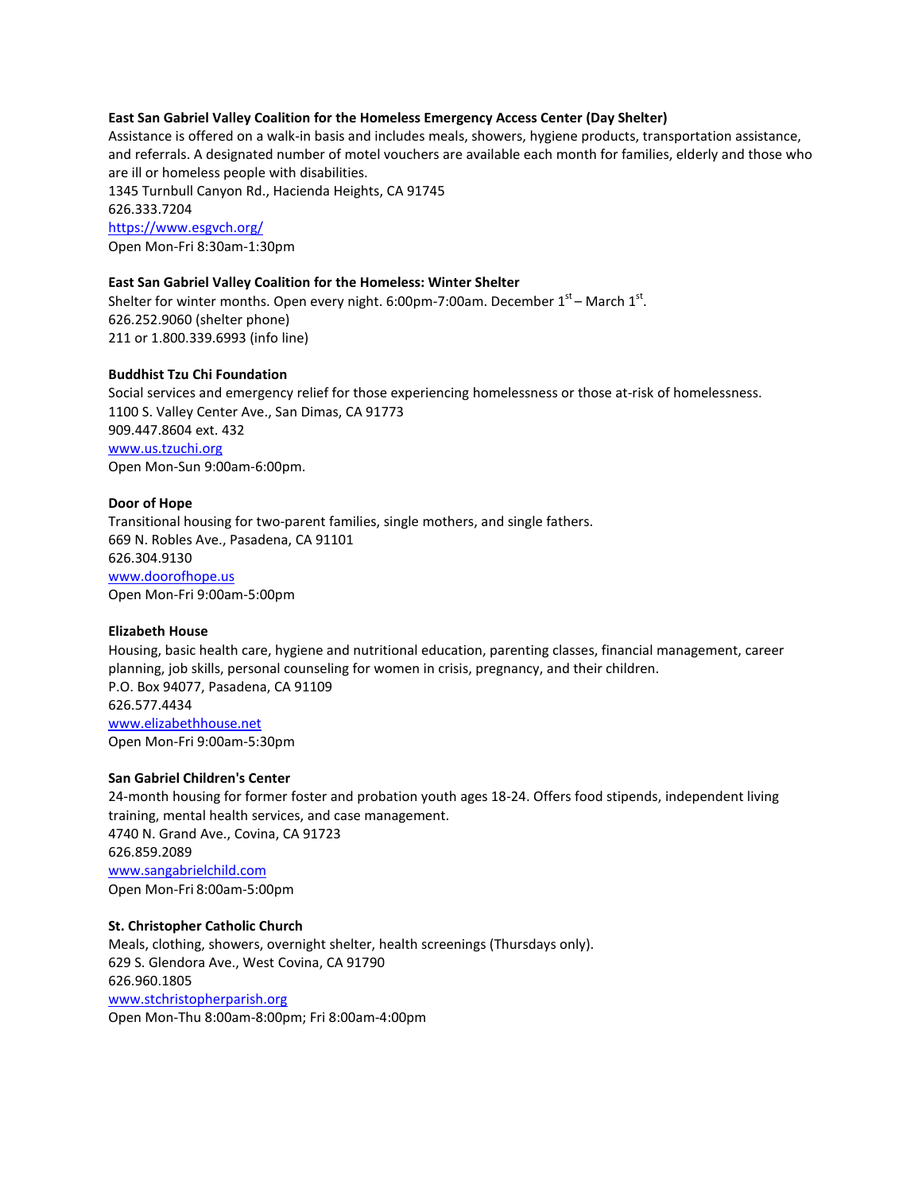**East San Gabriel Valley Coalition for the Homeless Emergency Access Center (Day Shelter)**
Assistance is offered on a walk-in basis and includes meals, showers, hygiene products, transportation assistance, and referrals. A designated number of motel vouchers are available each month for families, elderly and those who are ill or homeless people with disabilities.
1345 Turnbull Canyon Rd., Hacienda Heights, CA 91745
626.333.7204
https://www.esgvch.org/
Open Mon-Fri 8:30am-1:30pm

**East San Gabriel Valley Coalition for the Homeless: Winter Shelter**
Shelter for winter months. Open every night. 6:00pm-7:00am. December 1st – March 1st.
626.252.9060 (shelter phone)
211 or 1.800.339.6993 (info line)

**Buddhist Tzu Chi Foundation**
Social services and emergency relief for those experiencing homelessness or those at-risk of homelessness.
1100 S. Valley Center Ave., San Dimas, CA 91773
909.447.8604 ext. 432
www.us.tzuchi.org
Open Mon-Sun 9:00am-6:00pm.

**Door of Hope**
Transitional housing for two-parent families, single mothers, and single fathers.
669 N. Robles Ave., Pasadena, CA 91101
626.304.9130
www.doorofhope.us
Open Mon-Fri 9:00am-5:00pm

**Elizabeth House**
Housing, basic health care, hygiene and nutritional education, parenting classes, financial management, career planning, job skills, personal counseling for women in crisis, pregnancy, and their children.
P.O. Box 94077, Pasadena, CA 91109
626.577.4434
www.elizabethhouse.net
Open Mon-Fri 9:00am-5:30pm

**San Gabriel Children's Center**
24-month housing for former foster and probation youth ages 18-24. Offers food stipends, independent living training, mental health services, and case management.
4740 N. Grand Ave., Covina, CA 91723
626.859.2089
www.sangabrielchild.com
Open Mon-Fri 8:00am-5:00pm

**St. Christopher Catholic Church**
Meals, clothing, showers, overnight shelter, health screenings (Thursdays only).
629 S. Glendora Ave., West Covina, CA 91790
626.960.1805
www.stchristopherparish.org
Open Mon-Thu 8:00am-8:00pm; Fri 8:00am-4:00pm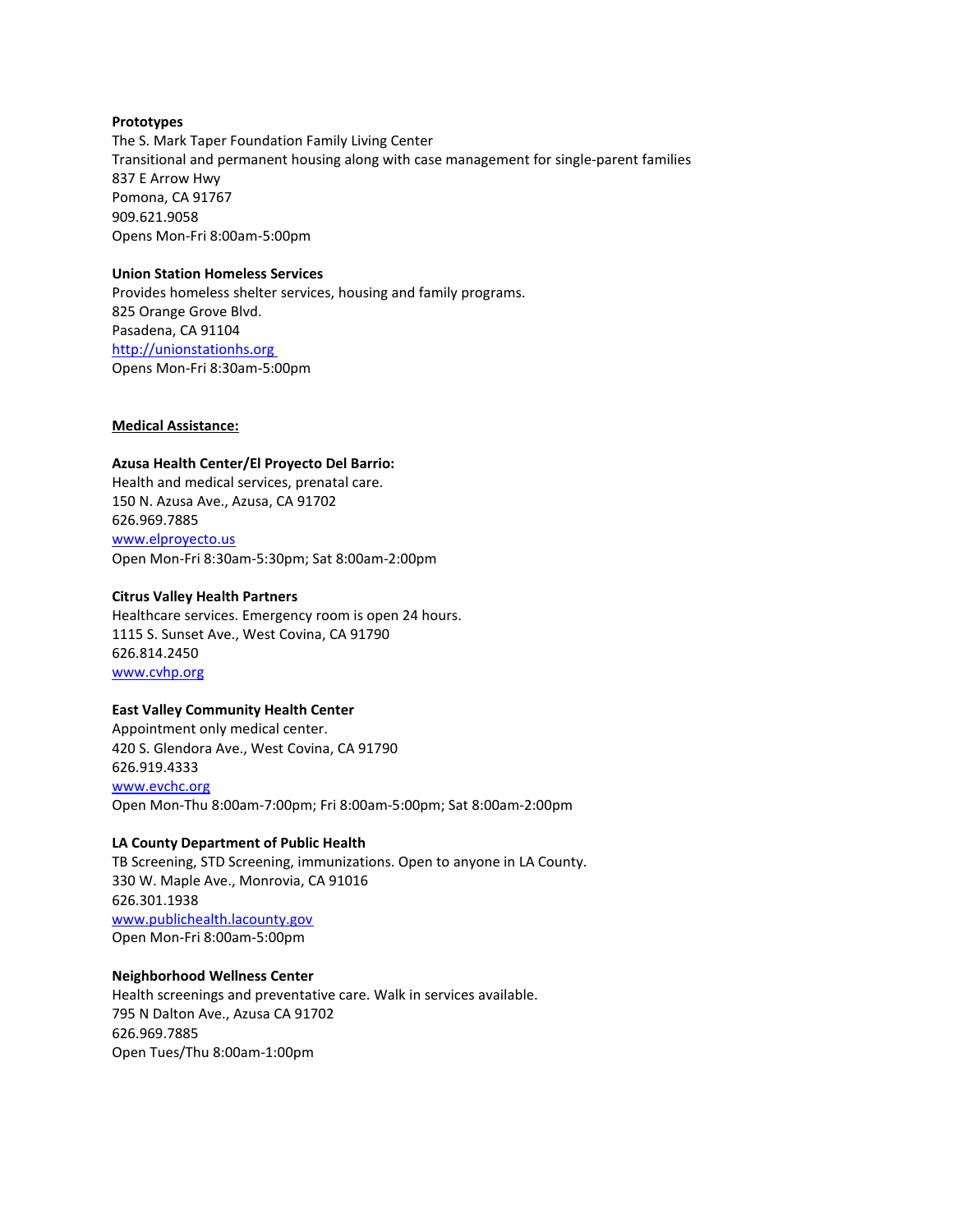**Prototypes**
The S. Mark Taper Foundation Family Living Center
Transitional and permanent housing along with case management for single-parent families
837 E Arrow Hwy
Pomona, CA 91767
909.621.9058
Opens Mon-Fri 8:00am-5:00pm

**Union Station Homeless Services**
Provides homeless shelter services, housing and family programs.
825 Orange Grove Blvd.
Pasadena, CA 91104
http://unionstationhs.org
Opens Mon-Fri 8:30am-5:00pm

## Medical Assistance:

**Azusa Health Center/El Proyecto Del Barrio:**
Health and medical services, prenatal care.
150 N. Azusa Ave., Azusa, CA 91702
626.969.7885
www.elproyecto.us
Open Mon-Fri 8:30am-5:30pm; Sat 8:00am-2:00pm

**Citrus Valley Health Partners**
Healthcare services. Emergency room is open 24 hours.
1115 S. Sunset Ave., West Covina, CA 91790
626.814.2450
www.cvhp.org

**East Valley Community Health Center**
Appointment only medical center.
420 S. Glendora Ave., West Covina, CA 91790
626.919.4333
www.evchc.org
Open Mon-Thu 8:00am-7:00pm; Fri 8:00am-5:00pm; Sat 8:00am-2:00pm

**LA County Department of Public Health**
TB Screening, STD Screening, immunizations. Open to anyone in LA County.
330 W. Maple Ave., Monrovia, CA 91016
626.301.1938
www.publichealth.lacounty.gov
Open Mon-Fri 8:00am-5:00pm

**Neighborhood Wellness Center**
Health screenings and preventative care. Walk in services available.
795 N Dalton Ave., Azusa CA 91702
626.969.7885
Open Tues/Thu 8:00am-1:00pm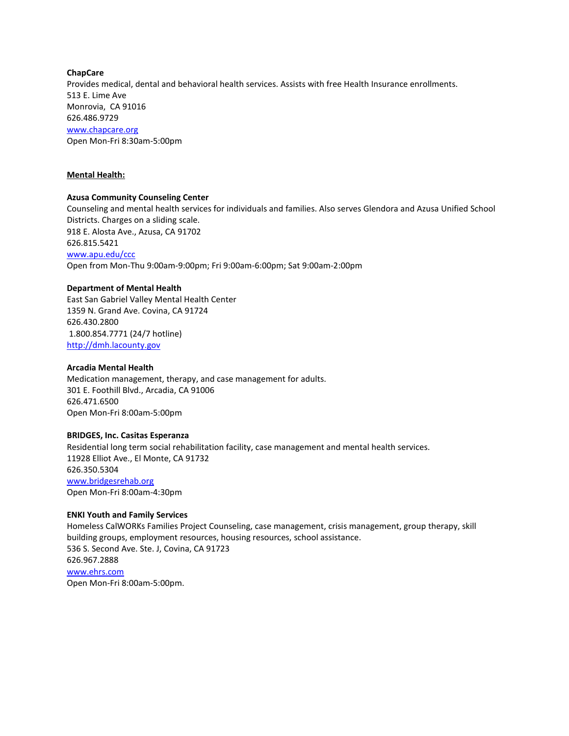**ChapCare**
Provides medical, dental and behavioral health services. Assists with free Health Insurance enrollments.
513 E. Lime Ave
Monrovia, CA 91016
626.486.9729
[www.chapcare.org](http://www.chapcare.org)
Open Mon-Fri 8:30am-5:00pm

## Mental Health:

**Azusa Community Counseling Center**
Counseling and mental health services for individuals and families. Also serves Glendora and Azusa Unified School Districts. Charges on a sliding scale.
918 E. Alosta Ave., Azusa, CA 91702
626.815.5421
[www.apu.edu/ccc](http://www.apu.edu/ccc)
Open from Mon-Thu 9:00am-9:00pm; Fri 9:00am-6:00pm; Sat 9:00am-2:00pm

**Department of Mental Health**
East San Gabriel Valley Mental Health Center
1359 N. Grand Ave. Covina, CA 91724
626.430.2800
1.800.854.7771 (24/7 hotline)
[http://dmh.lacounty.gov](http://dmh.lacounty.gov)

**Arcadia Mental Health**
Medication management, therapy, and case management for adults.
301 E. Foothill Blvd., Arcadia, CA 91006
626.471.6500
Open Mon-Fri 8:00am-5:00pm

**BRIDGES, Inc. Casitas Esperanza**
Residential long term social rehabilitation facility, case management and mental health services.
11928 Elliot Ave., El Monte, CA 91732
626.350.5304
[www.bridgesrehab.org](http://www.bridgesrehab.org)
Open Mon-Fri 8:00am-4:30pm

**ENKI Youth and Family Services**
Homeless CalWORKs Families Project Counseling, case management, crisis management, group therapy, skill building groups, employment resources, housing resources, school assistance.
536 S. Second Ave. Ste. J, Covina, CA 91723
626.967.2888
[www.ehrs.com](http://www.ehrs.com)
Open Mon-Fri 8:00am-5:00pm.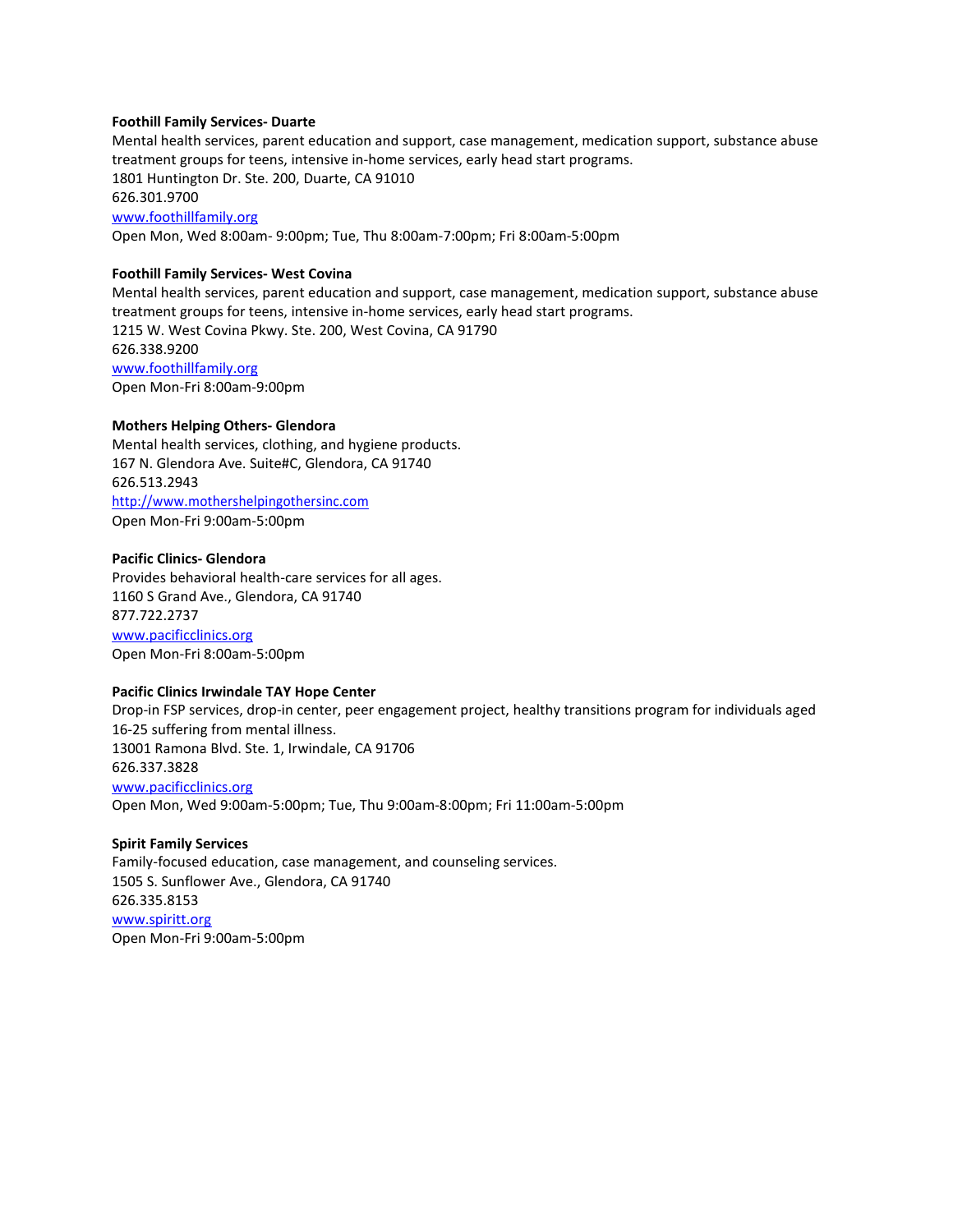**Foothill Family Services- Duarte**
Mental health services, parent education and support, case management, medication support, substance abuse treatment groups for teens, intensive in-home services, early head start programs.
1801 Huntington Dr. Ste. 200, Duarte, CA 91010
626.301.9700
www.foothillfamily.org
Open Mon, Wed 8:00am- 9:00pm; Tue, Thu 8:00am-7:00pm; Fri 8:00am-5:00pm

**Foothill Family Services- West Covina**
Mental health services, parent education and support, case management, medication support, substance abuse treatment groups for teens, intensive in-home services, early head start programs.
1215 W. West Covina Pkwy. Ste. 200, West Covina, CA 91790
626.338.9200
www.foothillfamily.org
Open Mon-Fri 8:00am-9:00pm

**Mothers Helping Others- Glendora**
Mental health services, clothing, and hygiene products.
167 N. Glendora Ave. Suite#C, Glendora, CA 91740
626.513.2943
http://www.mothershelpingothersinc.com
Open Mon-Fri 9:00am-5:00pm

**Pacific Clinics- Glendora**
Provides behavioral health-care services for all ages.
1160 S Grand Ave., Glendora, CA 91740
877.722.2737
www.pacificclinics.org
Open Mon-Fri 8:00am-5:00pm

**Pacific Clinics Irwindale TAY Hope Center**
Drop-in FSP services, drop-in center, peer engagement project, healthy transitions program for individuals aged 16-25 suffering from mental illness.
13001 Ramona Blvd. Ste. 1, Irwindale, CA 91706
626.337.3828
www.pacificclinics.org
Open Mon, Wed 9:00am-5:00pm; Tue, Thu 9:00am-8:00pm; Fri 11:00am-5:00pm

**Spirit Family Services**
Family-focused education, case management, and counseling services.
1505 S. Sunflower Ave., Glendora, CA 91740
626.335.8153
www.spiritt.org
Open Mon-Fri 9:00am-5:00pm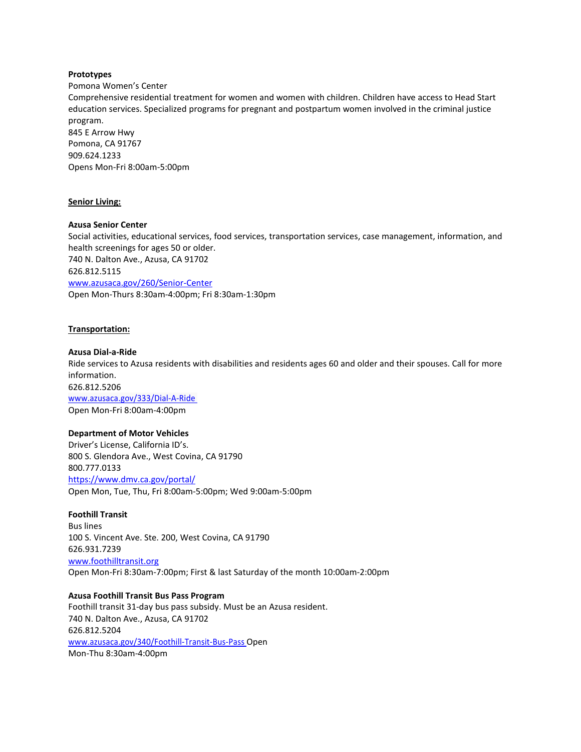**Prototypes**
Pomona Women's Center
Comprehensive residential treatment for women and women with children. Children have access to Head Start education services. Specialized programs for pregnant and postpartum women involved in the criminal justice program.
845 E Arrow Hwy
Pomona, CA 91767
909.624.1233
Opens Mon-Fri 8:00am-5:00pm

## Senior Living:

**Azusa Senior Center**
Social activities, educational services, food services, transportation services, case management, information, and health screenings for ages 50 or older.
740 N. Dalton Ave., Azusa, CA 91702
626.812.5115
www.azusaca.gov/260/Senior-Center
Open Mon-Thurs 8:30am-4:00pm; Fri 8:30am-1:30pm

## Transportation:

**Azusa Dial-a-Ride**
Ride services to Azusa residents with disabilities and residents ages 60 and older and their spouses. Call for more information.
626.812.5206
www.azusaca.gov/333/Dial-A-Ride
Open Mon-Fri 8:00am-4:00pm

**Department of Motor Vehicles**
Driver's License, California ID's.
800 S. Glendora Ave., West Covina, CA 91790
800.777.0133
https://www.dmv.ca.gov/portal/
Open Mon, Tue, Thu, Fri 8:00am-5:00pm; Wed 9:00am-5:00pm

**Foothill Transit**
Bus lines
100 S. Vincent Ave. Ste. 200, West Covina, CA 91790
626.931.7239
www.foothilltransit.org
Open Mon-Fri 8:30am-7:00pm; First & last Saturday of the month 10:00am-2:00pm

**Azusa Foothill Transit Bus Pass Program**
Foothill transit 31-day bus pass subsidy. Must be an Azusa resident.
740 N. Dalton Ave., Azusa, CA 91702
626.812.5204
www.azusaca.gov/340/Foothill-Transit-Bus-Pass Open
Mon-Thu 8:30am-4:00pm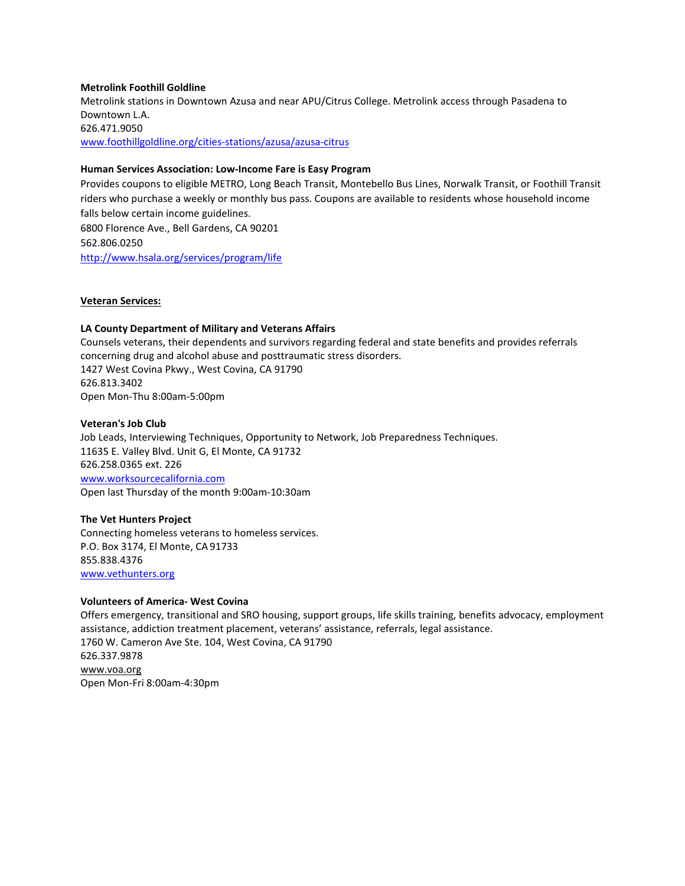**Metrolink Foothill Goldline**
Metrolink stations in Downtown Azusa and near APU/Citrus College. Metrolink access through Pasadena to Downtown L.A.
626.471.9050
[www.foothillgoldline.org/cities-stations/azusa/azusa-citrus](www.foothillgoldline.org/cities-stations/azusa/azusa-citrus)

**Human Services Association: Low-Income Fare is Easy Program**
Provides coupons to eligible METRO, Long Beach Transit, Montebello Bus Lines, Norwalk Transit, or Foothill Transit riders who purchase a weekly or monthly bus pass. Coupons are available to residents whose household income falls below certain income guidelines.
6800 Florence Ave., Bell Gardens, CA 90201
562.806.0250
[http://www.hsala.org/services/program/life](http://www.hsala.org/services/program/life)

## Veteran Services:

**LA County Department of Military and Veterans Affairs**
Counsels veterans, their dependents and survivors regarding federal and state benefits and provides referrals concerning drug and alcohol abuse and posttraumatic stress disorders.
1427 West Covina Pkwy., West Covina, CA 91790
626.813.3402
Open Mon-Thu 8:00am-5:00pm

**Veteran's Job Club**
Job Leads, Interviewing Techniques, Opportunity to Network, Job Preparedness Techniques.
11635 E. Valley Blvd. Unit G, El Monte, CA 91732
626.258.0365 ext. 226
[www.worksourcecalifornia.com](www.worksourcecalifornia.com)
Open last Thursday of the month 9:00am-10:30am

**The Vet Hunters Project**
Connecting homeless veterans to homeless services.
P.O. Box 3174, El Monte, CA 91733
855.838.4376
[www.vethunters.org](www.vethunters.org)

**Volunteers of America- West Covina**
Offers emergency, transitional and SRO housing, support groups, life skills training, benefits advocacy, employment assistance, addiction treatment placement, veterans' assistance, referrals, legal assistance.
1760 W. Cameron Ave Ste. 104, West Covina, CA 91790
626.337.9878
www.voa.org
Open Mon-Fri 8:00am-4:30pm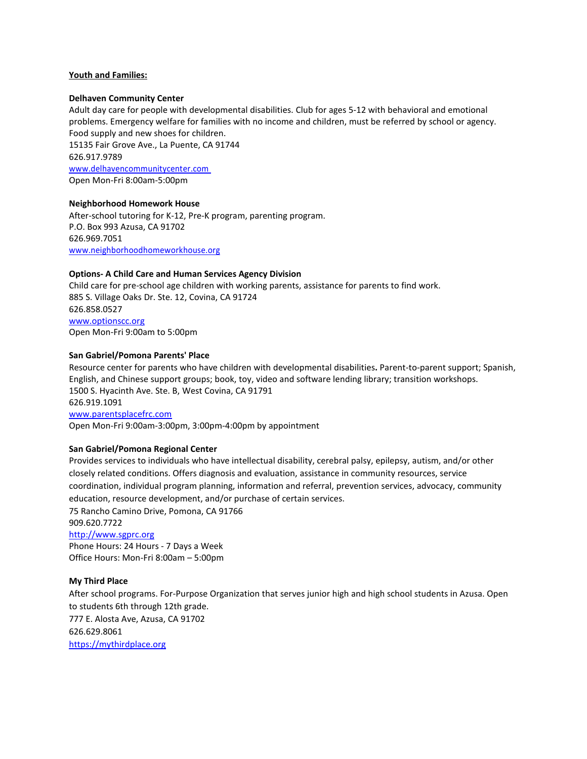**Youth and Families:**

**Delhaven Community Center**

Adult day care for people with developmental disabilities. Club for ages 5-12 with behavioral and emotional problems. Emergency welfare for families with no income and children, must be referred by school or agency. Food supply and new shoes for children.
15135 Fair Grove Ave., La Puente, CA 91744
626.917.9789
[www.delhavencommunitycenter.com](www.delhavencommunitycenter.com)
Open Mon-Fri 8:00am-5:00pm

**Neighborhood Homework House**

After-school tutoring for K-12, Pre-K program, parenting program.
P.O. Box 993 Azusa, CA 91702
626.969.7051
[www.neighborhoodhomeworkhouse.org](www.neighborhoodhomeworkhouse.org)

**Options- A Child Care and Human Services Agency Division**

Child care for pre-school age children with working parents, assistance for parents to find work.
885 S. Village Oaks Dr. Ste. 12, Covina, CA 91724
626.858.0527
[www.optionscc.org](www.optionscc.org)
Open Mon-Fri 9:00am to 5:00pm

**San Gabriel/Pomona Parents' Place**

Resource center for parents who have children with developmental disabilities**.** Parent-to-parent support; Spanish, English, and Chinese support groups; book, toy, video and software lending library; transition workshops.
1500 S. Hyacinth Ave. Ste. B, West Covina, CA 91791
626.919.1091
[www.parentsplacefrc.com](www.parentsplacefrc.com)
Open Mon-Fri 9:00am-3:00pm, 3:00pm-4:00pm by appointment

**San Gabriel/Pomona Regional Center**

Provides services to individuals who have intellectual disability, cerebral palsy, epilepsy, autism, and/or other closely related conditions. Offers diagnosis and evaluation, assistance in community resources, service coordination, individual program planning, information and referral, prevention services, advocacy, community education, resource development, and/or purchase of certain services.
75 Rancho Camino Drive, Pomona, CA 91766
909.620.7722
[http://www.sgprc.org](http://www.sgprc.org)
Phone Hours: 24 Hours - 7 Days a Week
Office Hours: Mon-Fri 8:00am – 5:00pm

**My Third Place**

After school programs. For-Purpose Organization that serves junior high and high school students in Azusa. Open to students 6th through 12th grade.
777 E. Alosta Ave, Azusa, CA 91702
626.629.8061
[https://mythirdplace.org](https://mythirdplace.org)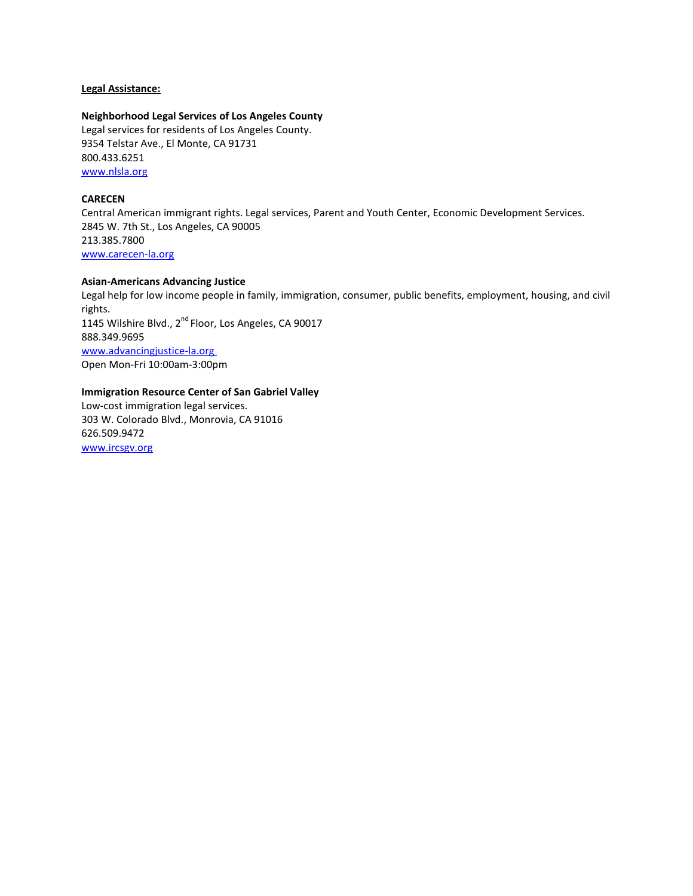**Legal Assistance:**

**Neighborhood Legal Services of Los Angeles County**
Legal services for residents of Los Angeles County.
9354 Telstar Ave., El Monte, CA 91731
800.433.6251
www.nlsla.org

**CARECEN**
Central American immigrant rights. Legal services, Parent and Youth Center, Economic Development Services.
2845 W. 7th St., Los Angeles, CA 90005
213.385.7800
www.carecen-la.org

**Asian-Americans Advancing Justice**
Legal help for low income people in family, immigration, consumer, public benefits, employment, housing, and civil rights.
1145 Wilshire Blvd., 2nd Floor, Los Angeles, CA 90017
888.349.9695
www.advancingjustice-la.org
Open Mon-Fri 10:00am-3:00pm

**Immigration Resource Center of San Gabriel Valley**
Low-cost immigration legal services.
303 W. Colorado Blvd., Monrovia, CA 91016
626.509.9472
www.ircsgv.org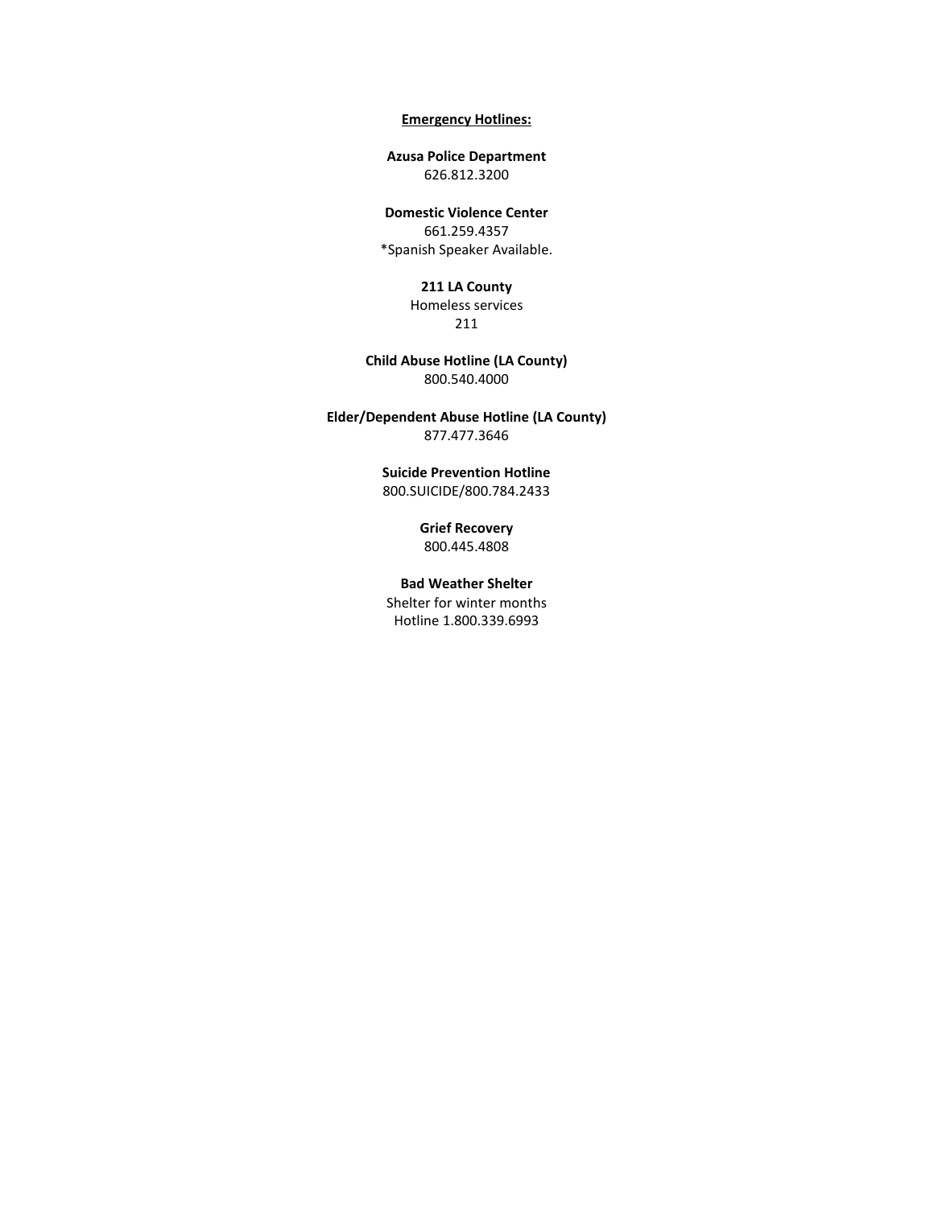**Emergency Hotlines:**

**Azusa Police Department**
626.812.3200

**Domestic Violence Center**
661.259.4357
*Spanish Speaker Available.

**211 LA County**
Homeless services
211

**Child Abuse Hotline (LA County)**
800.540.4000

**Elder/Dependent Abuse Hotline (LA County)**
877.477.3646

**Suicide Prevention Hotline**
800.SUICIDE/800.784.2433

**Grief Recovery**
800.445.4808

**Bad Weather Shelter**
Shelter for winter months
Hotline 1.800.339.6993